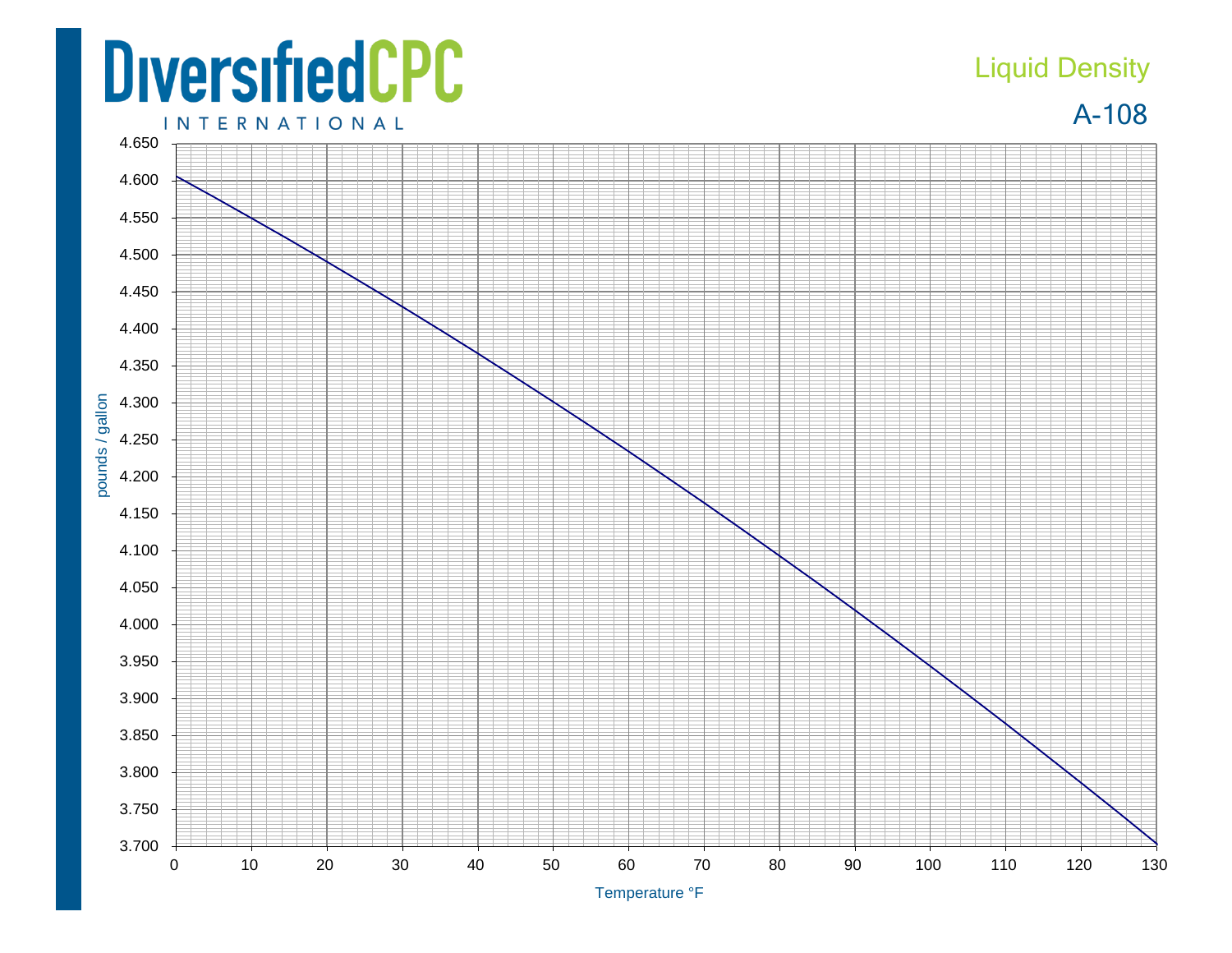# DiversifiedCPC

INTERNATIONAL

## Liquid Density

## A-108

pounds / gallon

4.650
4.600
4.550
4.500
4.450
4.400
4.350
4.300
4.250
4.200
4.150
4.100
4.050
4.000
3.950
3.900
3.850
3.800
3.750
3.700

0 10 20 30 40 50 60 70 80 90 100 110 120 130

Temperature °F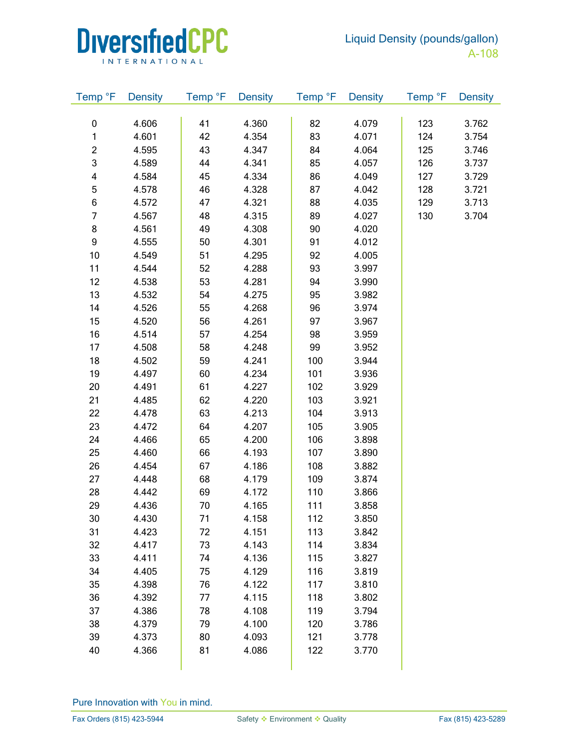DiversifiedCPC INTERNATIONAL

# Liquid Density (pounds/gallon)

A-108

| Temp °F | Density | Temp °F | Density | Temp °F | Density | Temp °F | Density |
|---|---|---|---|---|---|---|---|
| 0 | 4.606 | 41 | 4.360 | 82 | 4.079 | 123 | 3.762 |
| 1 | 4.601 | 42 | 4.354 | 83 | 4.071 | 124 | 3.754 |
| 2 | 4.595 | 43 | 4.347 | 84 | 4.064 | 125 | 3.746 |
| 3 | 4.589 | 44 | 4.341 | 85 | 4.057 | 126 | 3.737 |
| 4 | 4.584 | 45 | 4.334 | 86 | 4.049 | 127 | 3.729 |
| 5 | 4.578 | 46 | 4.328 | 87 | 4.042 | 128 | 3.721 |
| 6 | 4.572 | 47 | 4.321 | 88 | 4.035 | 129 | 3.713 |
| 7 | 4.567 | 48 | 4.315 | 89 | 4.027 | 130 | 3.704 |
| 8 | 4.561 | 49 | 4.308 | 90 | 4.020 | | |
| 9 | 4.555 | 50 | 4.301 | 91 | 4.012 | | |
| 10 | 4.549 | 51 | 4.295 | 92 | 4.005 | | |
| 11 | 4.544 | 52 | 4.288 | 93 | 3.997 | | |
| 12 | 4.538 | 53 | 4.281 | 94 | 3.990 | | |
| 13 | 4.532 | 54 | 4.275 | 95 | 3.982 | | |
| 14 | 4.526 | 55 | 4.268 | 96 | 3.974 | | |
| 15 | 4.520 | 56 | 4.261 | 97 | 3.967 | | |
| 16 | 4.514 | 57 | 4.254 | 98 | 3.959 | | |
| 17 | 4.508 | 58 | 4.248 | 99 | 3.952 | | |
| 18 | 4.502 | 59 | 4.241 | 100 | 3.944 | | |
| 19 | 4.497 | 60 | 4.234 | 101 | 3.936 | | |
| 20 | 4.491 | 61 | 4.227 | 102 | 3.929 | | |
| 21 | 4.485 | 62 | 4.220 | 103 | 3.921 | | |
| 22 | 4.478 | 63 | 4.213 | 104 | 3.913 | | |
| 23 | 4.472 | 64 | 4.207 | 105 | 3.905 | | |
| 24 | 4.466 | 65 | 4.200 | 106 | 3.898 | | |
| 25 | 4.460 | 66 | 4.193 | 107 | 3.890 | | |
| 26 | 4.454 | 67 | 4.186 | 108 | 3.882 | | |
| 27 | 4.448 | 68 | 4.179 | 109 | 3.874 | | |
| 28 | 4.442 | 69 | 4.172 | 110 | 3.866 | | |
| 29 | 4.436 | 70 | 4.165 | 111 | 3.858 | | |
| 30 | 4.430 | 71 | 4.158 | 112 | 3.850 | | |
| 31 | 4.423 | 72 | 4.151 | 113 | 3.842 | | |
| 32 | 4.417 | 73 | 4.143 | 114 | 3.834 | | |
| 33 | 4.411 | 74 | 4.136 | 115 | 3.827 | | |
| 34 | 4.405 | 75 | 4.129 | 116 | 3.819 | | |
| 35 | 4.398 | 76 | 4.122 | 117 | 3.810 | | |
| 36 | 4.392 | 77 | 4.115 | 118 | 3.802 | | |
| 37 | 4.386 | 78 | 4.108 | 119 | 3.794 | | |
| 38 | 4.379 | 79 | 4.100 | 120 | 3.786 | | |
| 39 | 4.373 | 80 | 4.093 | 121 | 3.778 | | |
| 40 | 4.366 | 81 | 4.086 | 122 | 3.770 | | |

Pure Innovation with You in mind.

Fax Orders (815) 423-5944 Safety ❖ Environment ❖ Quality Fax (815) 423-5289